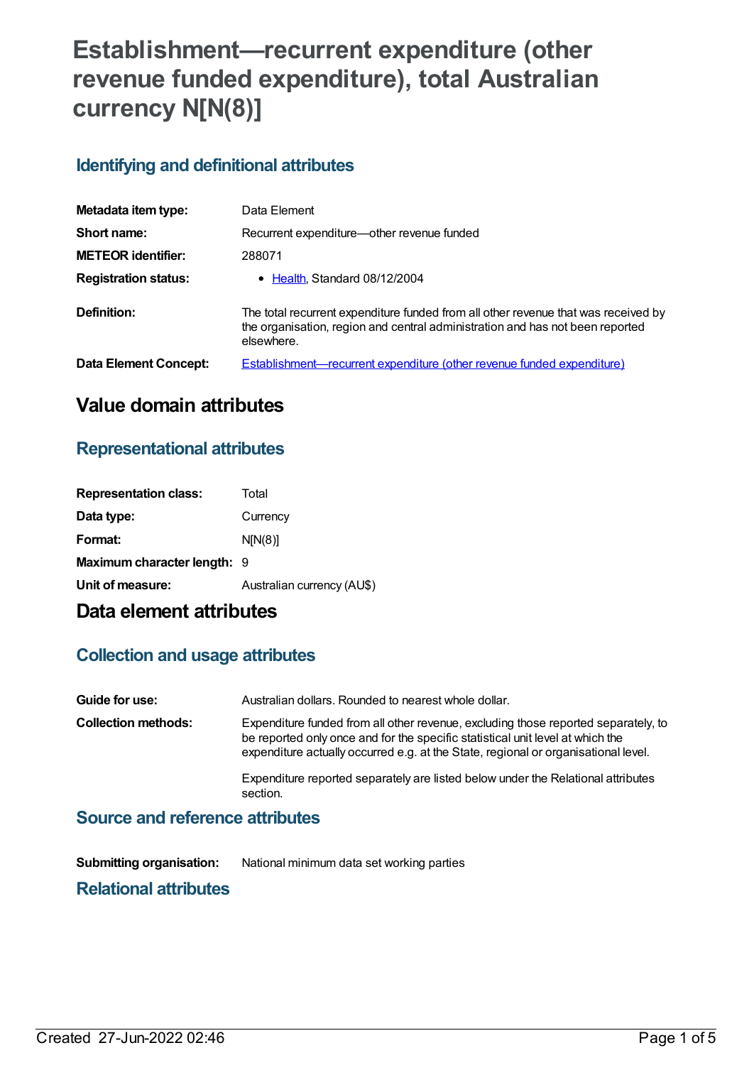# Establishment—recurrent expenditure (other revenue funded expenditure), total Australian currency N[N(8)]

## Identifying and definitional attributes

| | |
|---|---|
| **Metadata item type:** | Data Element |
| **Short name:** | Recurrent expenditure—other revenue funded |
| **METEOR identifier:** | 288071 |
| **Registration status:** | • Health, Standard 08/12/2004 |
| **Definition:** | The total recurrent expenditure funded from all other revenue that was received by the organisation, region and central administration and has not been reported elsewhere. |
| **Data Element Concept:** | Establishment—recurrent expenditure (other revenue funded expenditure) |

## Value domain attributes

### Representational attributes

| | |
|---|---|
| **Representation class:** | Total |
| **Data type:** | Currency |
| **Format:** | N[N(8)] |
| **Maximum character length:** | 9 |
| **Unit of measure:** | Australian currency (AU$) |

## Data element attributes

### Collection and usage attributes

| | |
|---|---|
| **Guide for use:** | Australian dollars. Rounded to nearest whole dollar. |
| **Collection methods:** | Expenditure funded from all other revenue, excluding those reported separately, to be reported only once and for the specific statistical unit level at which the expenditure actually occurred e.g. at the State, regional or organisational level.<br><br>Expenditure reported separately are listed below under the Relational attributes section. |

### Source and reference attributes

| | |
|---|---|
| **Submitting organisation:** | National minimum data set working parties |

### Relational attributes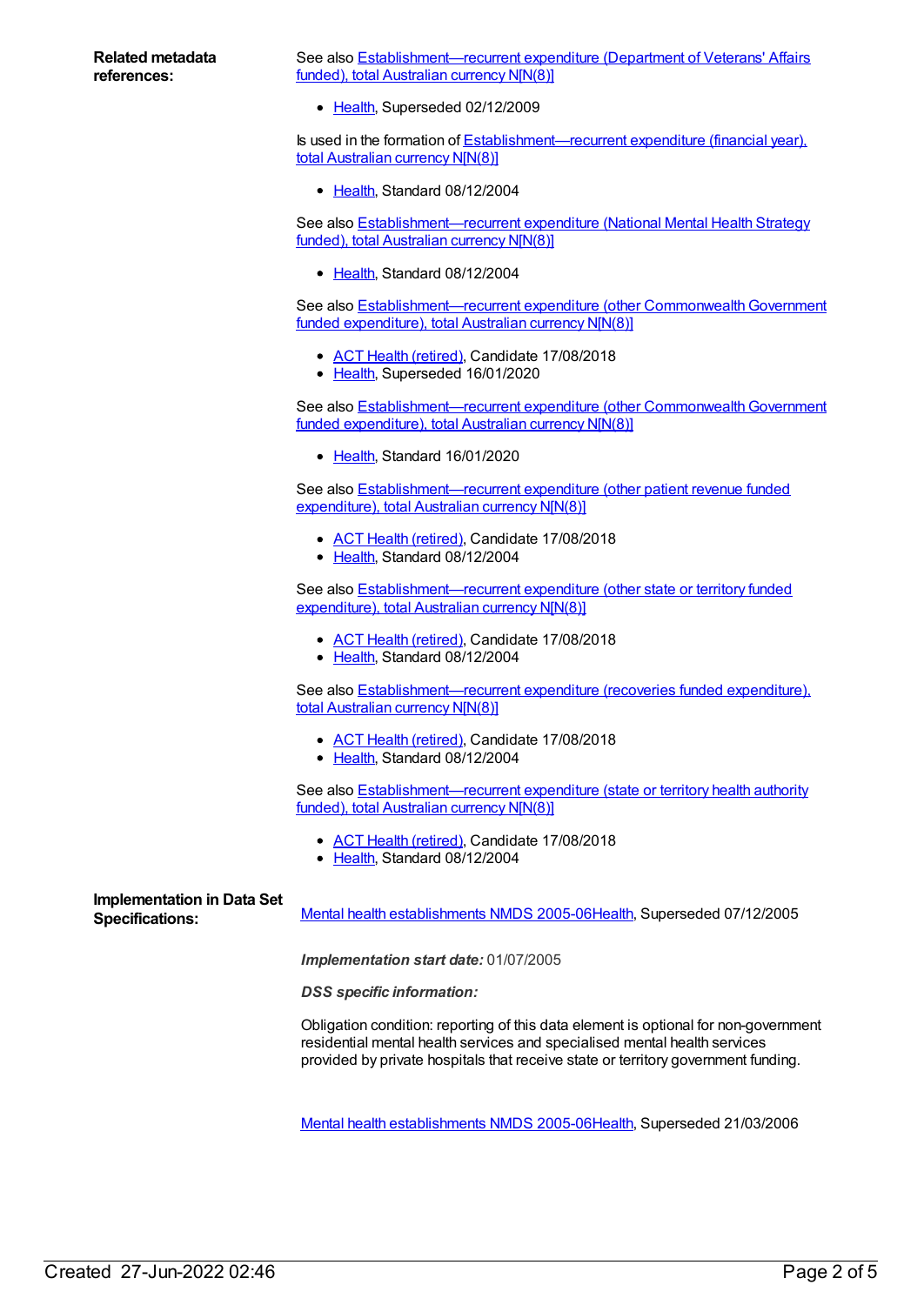**Related metadata references:**

See also Establishment—recurrent expenditure (Department of Veterans' Affairs funded), total Australian currency N[N(8)]

- Health, Superseded 02/12/2009

Is used in the formation of Establishment—recurrent expenditure (financial year), total Australian currency N[N(8)]

- Health, Standard 08/12/2004

See also Establishment—recurrent expenditure (National Mental Health Strategy funded), total Australian currency N[N(8)]

- Health, Standard 08/12/2004

See also Establishment—recurrent expenditure (other Commonwealth Government funded expenditure), total Australian currency N[N(8)]

- ACT Health (retired), Candidate 17/08/2018
- Health, Superseded 16/01/2020

See also Establishment—recurrent expenditure (other Commonwealth Government funded expenditure), total Australian currency N[N(8)]

- Health, Standard 16/01/2020

See also Establishment—recurrent expenditure (other patient revenue funded expenditure), total Australian currency N[N(8)]

- ACT Health (retired), Candidate 17/08/2018
- Health, Standard 08/12/2004

See also Establishment—recurrent expenditure (other state or territory funded expenditure), total Australian currency N[N(8)]

- ACT Health (retired), Candidate 17/08/2018
- Health, Standard 08/12/2004

See also Establishment—recurrent expenditure (recoveries funded expenditure), total Australian currency N[N(8)]

- ACT Health (retired), Candidate 17/08/2018
- Health, Standard 08/12/2004

See also Establishment—recurrent expenditure (state or territory health authority funded), total Australian currency N[N(8)]

- ACT Health (retired), Candidate 17/08/2018
- Health, Standard 08/12/2004

**Implementation in Data Set Specifications:**

Mental health establishments NMDS 2005-06Health, Superseded 07/12/2005

***Implementation start date:*** 01/07/2005

***DSS specific information:***

Obligation condition: reporting of this data element is optional for non-government residential mental health services and specialised mental health services provided by private hospitals that receive state or territory government funding.

Mental health establishments NMDS 2005-06Health, Superseded 21/03/2006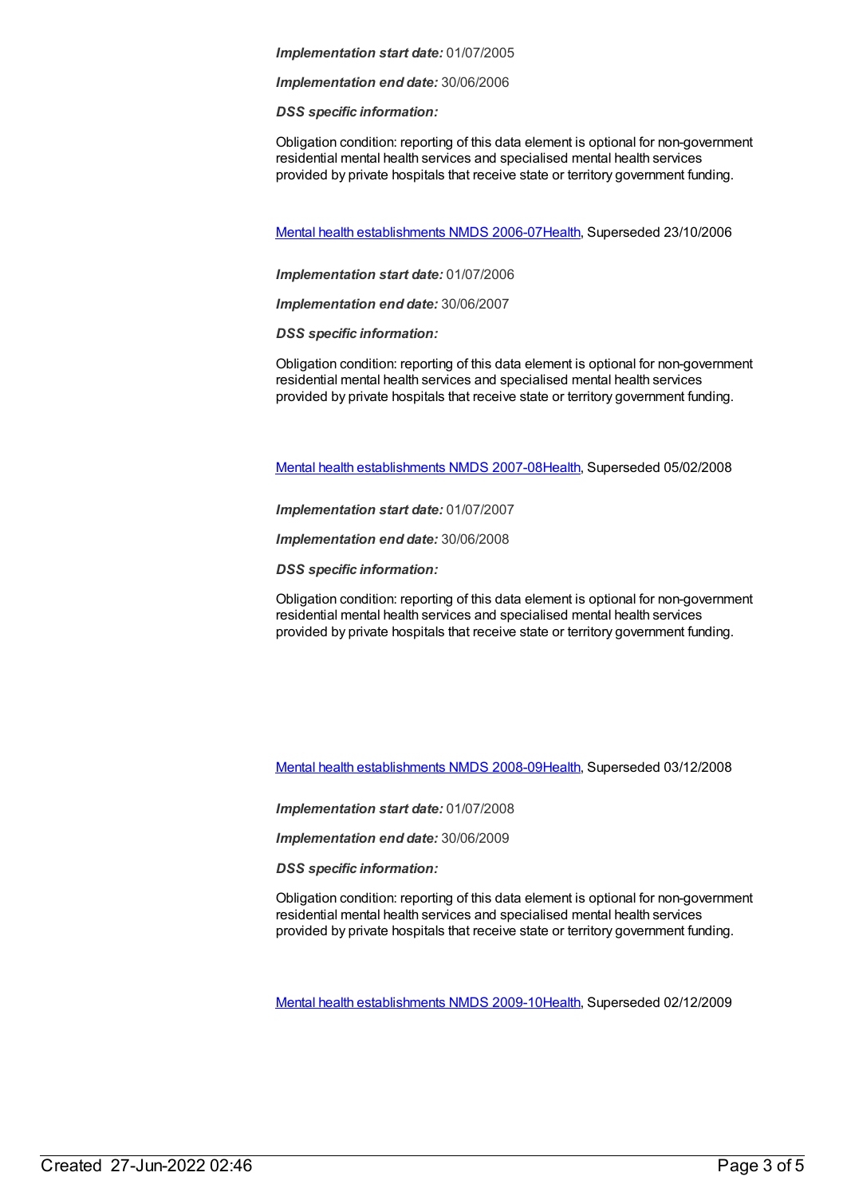***Implementation start date:*** 01/07/2005

***Implementation end date:*** 30/06/2006

***DSS specific information:***

Obligation condition: reporting of this data element is optional for non-government residential mental health services and specialised mental health services provided by private hospitals that receive state or territory government funding.

Mental health establishments NMDS 2006-07Health, Superseded 23/10/2006

***Implementation start date:*** 01/07/2006

***Implementation end date:*** 30/06/2007

***DSS specific information:***

Obligation condition: reporting of this data element is optional for non-government residential mental health services and specialised mental health services provided by private hospitals that receive state or territory government funding.

Mental health establishments NMDS 2007-08Health, Superseded 05/02/2008

***Implementation start date:*** 01/07/2007

***Implementation end date:*** 30/06/2008

***DSS specific information:***

Obligation condition: reporting of this data element is optional for non-government residential mental health services and specialised mental health services provided by private hospitals that receive state or territory government funding.

Mental health establishments NMDS 2008-09Health, Superseded 03/12/2008

***Implementation start date:*** 01/07/2008

***Implementation end date:*** 30/06/2009

***DSS specific information:***

Obligation condition: reporting of this data element is optional for non-government residential mental health services and specialised mental health services provided by private hospitals that receive state or territory government funding.

Mental health establishments NMDS 2009-10Health, Superseded 02/12/2009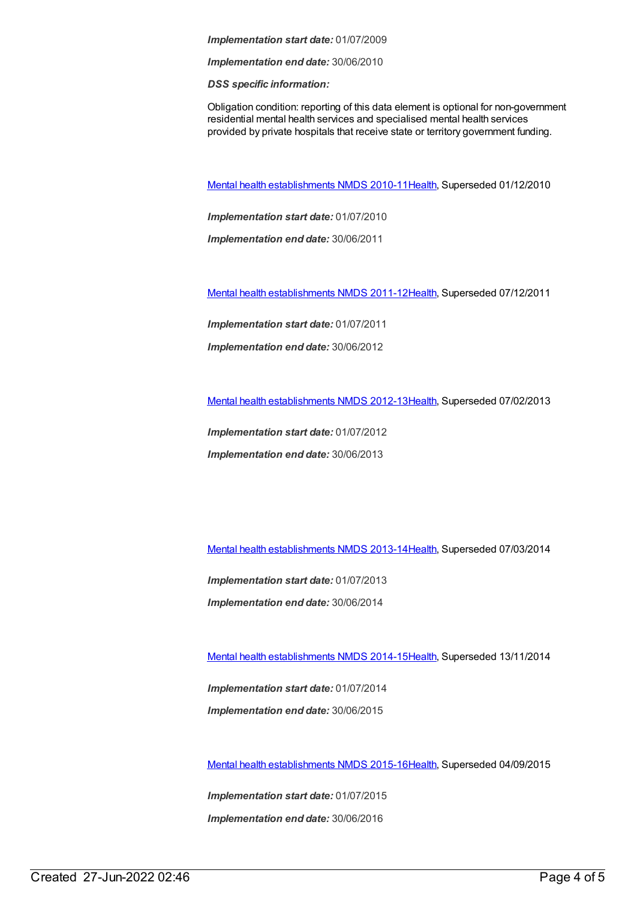***Implementation start date:*** 01/07/2009

***Implementation end date:*** 30/06/2010

***DSS specific information:***

Obligation condition: reporting of this data element is optional for non-government residential mental health services and specialised mental health services provided by private hospitals that receive state or territory government funding.

Mental health establishments NMDS 2010-11Health, Superseded 01/12/2010

***Implementation start date:*** 01/07/2010

***Implementation end date:*** 30/06/2011

Mental health establishments NMDS 2011-12Health, Superseded 07/12/2011

***Implementation start date:*** 01/07/2011

***Implementation end date:*** 30/06/2012

Mental health establishments NMDS 2012-13Health, Superseded 07/02/2013

***Implementation start date:*** 01/07/2012

***Implementation end date:*** 30/06/2013

Mental health establishments NMDS 2013-14Health, Superseded 07/03/2014

***Implementation start date:*** 01/07/2013

***Implementation end date:*** 30/06/2014

Mental health establishments NMDS 2014-15Health, Superseded 13/11/2014

***Implementation start date:*** 01/07/2014

***Implementation end date:*** 30/06/2015

Mental health establishments NMDS 2015-16Health, Superseded 04/09/2015

***Implementation start date:*** 01/07/2015

***Implementation end date:*** 30/06/2016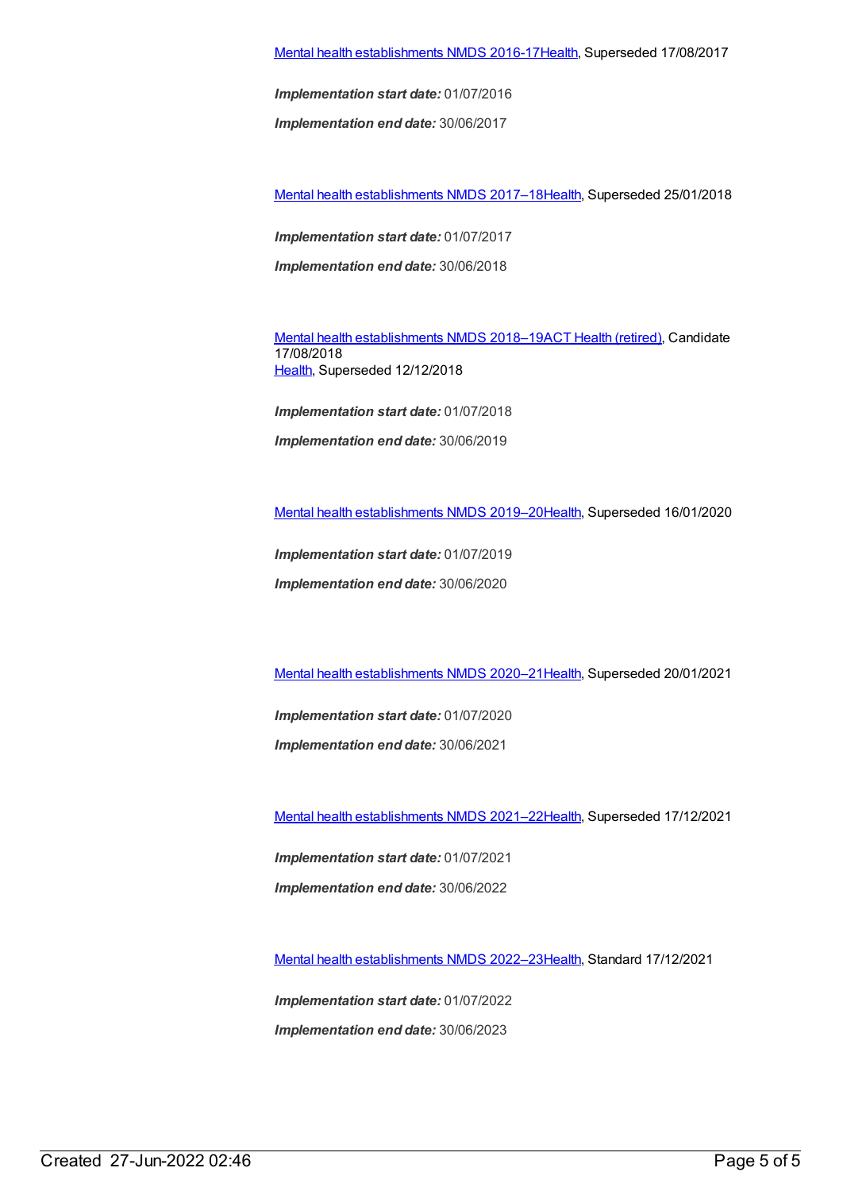Mental health establishments NMDS 2016-17Health, Superseded 17/08/2017

***Implementation start date:*** 01/07/2016

***Implementation end date:*** 30/06/2017

Mental health establishments NMDS 2017–18Health, Superseded 25/01/2018

***Implementation start date:*** 01/07/2017

***Implementation end date:*** 30/06/2018

Mental health establishments NMDS 2018–19ACT Health (retired), Candidate 17/08/2018
Health, Superseded 12/12/2018

***Implementation start date:*** 01/07/2018

***Implementation end date:*** 30/06/2019

Mental health establishments NMDS 2019–20Health, Superseded 16/01/2020

***Implementation start date:*** 01/07/2019

***Implementation end date:*** 30/06/2020

Mental health establishments NMDS 2020–21Health, Superseded 20/01/2021

***Implementation start date:*** 01/07/2020

***Implementation end date:*** 30/06/2021

Mental health establishments NMDS 2021–22Health, Superseded 17/12/2021

***Implementation start date:*** 01/07/2021

***Implementation end date:*** 30/06/2022

Mental health establishments NMDS 2022–23Health, Standard 17/12/2021

***Implementation start date:*** 01/07/2022

***Implementation end date:*** 30/06/2023